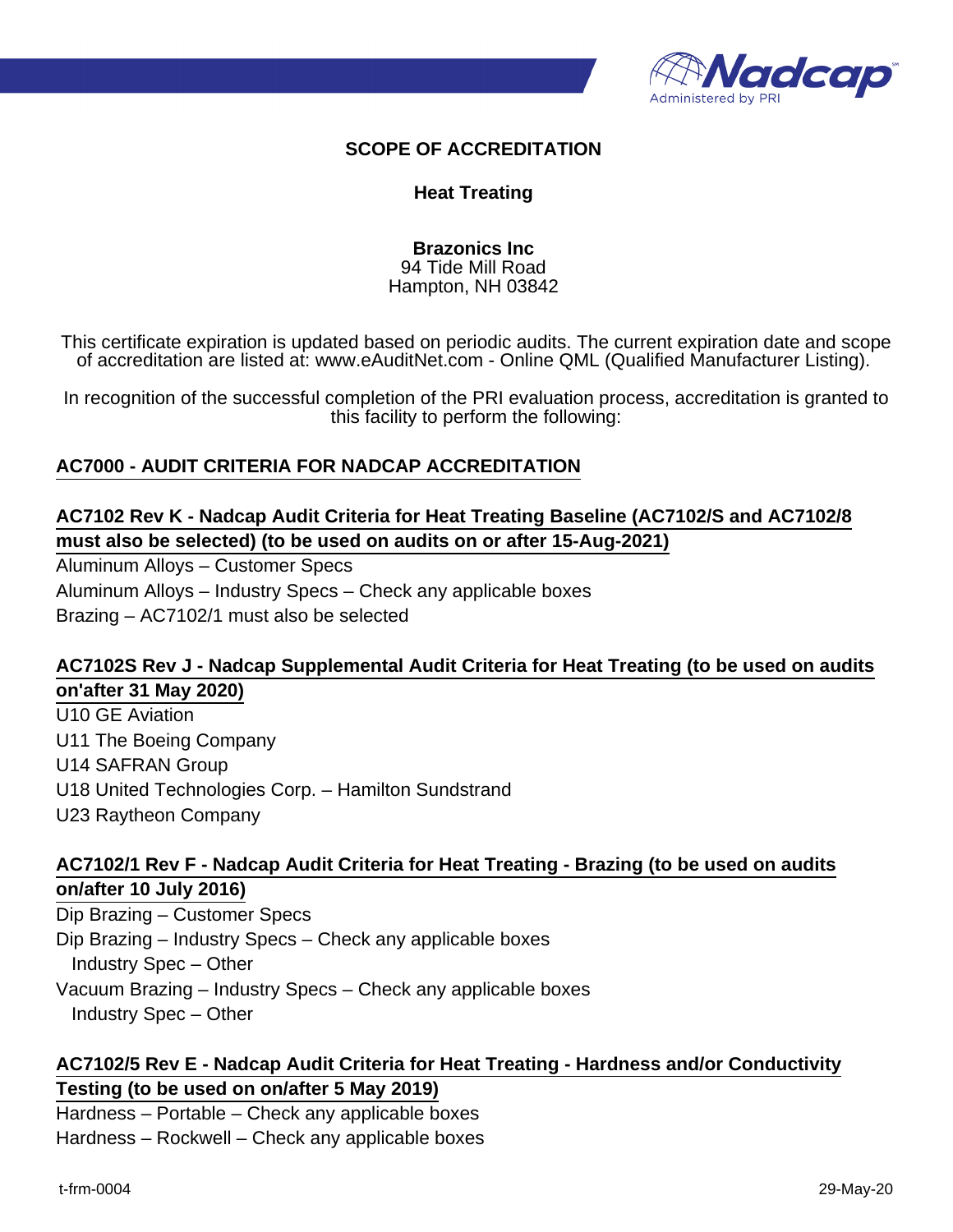# SCOPE OF ACCREDITATION

## Heat Treating

**Brazonics Inc**
94 Tide Mill Road
Hampton, NH 03842

This certificate expiration is updated based on periodic audits. The current expiration date and scope of accreditation are listed at: www.eAuditNet.com - Online QML (Qualified Manufacturer Listing).

In recognition of the successful completion of the PRI evaluation process, accreditation is granted to this facility to perform the following:

### AC7000 - AUDIT CRITERIA FOR NADCAP ACCREDITATION

### AC7102 Rev K - Nadcap Audit Criteria for Heat Treating Baseline (AC7102/S and AC7102/8 must also be selected) (to be used on audits on or after 15-Aug-2021)

Aluminum Alloys – Customer Specs
Aluminum Alloys – Industry Specs – Check any applicable boxes
Brazing – AC7102/1 must also be selected

### AC7102S Rev J - Nadcap Supplemental Audit Criteria for Heat Treating (to be used on audits on'after 31 May 2020)

U10 GE Aviation
U11 The Boeing Company
U14 SAFRAN Group
U18 United Technologies Corp. – Hamilton Sundstrand
U23 Raytheon Company

### AC7102/1 Rev F - Nadcap Audit Criteria for Heat Treating - Brazing (to be used on audits on/after 10 July 2016)

Dip Brazing – Customer Specs
Dip Brazing – Industry Specs – Check any applicable boxes
  Industry Spec – Other
Vacuum Brazing – Industry Specs – Check any applicable boxes
  Industry Spec – Other

### AC7102/5 Rev E - Nadcap Audit Criteria for Heat Treating - Hardness and/or Conductivity Testing (to be used on on/after 5 May 2019)

Hardness – Portable – Check any applicable boxes
Hardness – Rockwell – Check any applicable boxes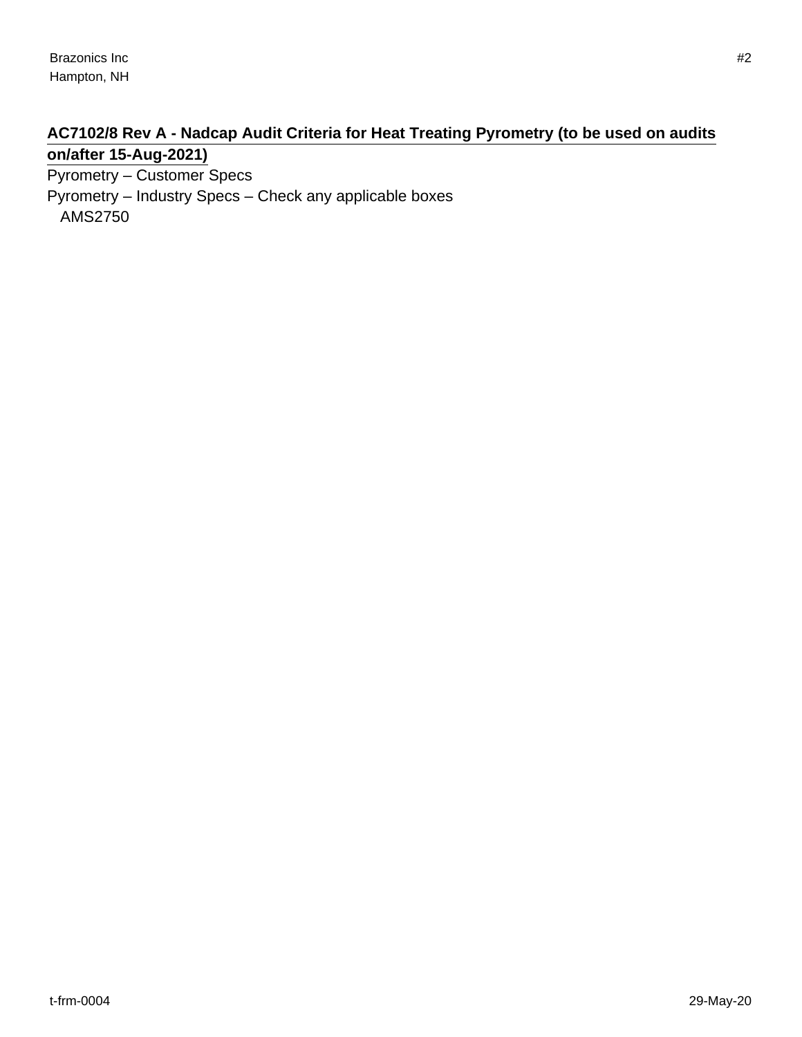## AC7102/8 Rev A - Nadcap Audit Criteria for Heat Treating Pyrometry (to be used on audits on/after 15-Aug-2021)

Pyrometry – Customer Specs

Pyrometry – Industry Specs – Check any applicable boxes

AMS2750